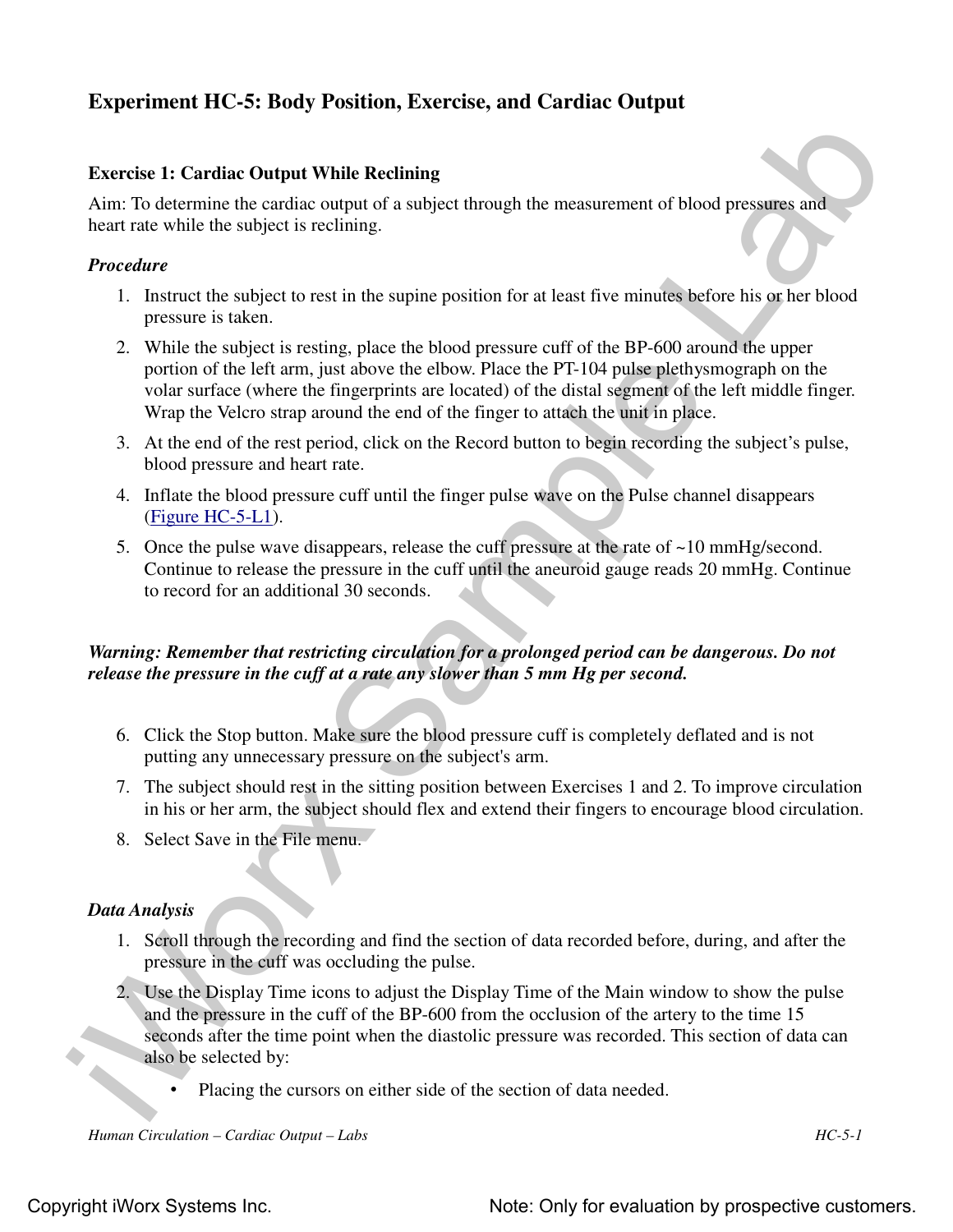## Experiment HC-5: Body Position, Exercise, and Cardiac Output

### Exercise 1: Cardiac Output While Reclining

Aim: To determine the cardiac output of a subject through the measurement of blood pressures and heart rate while the subject is reclining.

#### *Procedure*

1. Instruct the subject to rest in the supine position for at least five minutes before his or her blood pressure is taken.
2. While the subject is resting, place the blood pressure cuff of the BP-600 around the upper portion of the left arm, just above the elbow. Place the PT-104 pulse plethysmograph on the volar surface (where the fingerprints are located) of the distal segment of the left middle finger. Wrap the Velcro strap around the end of the finger to attach the unit in place.
3. At the end of the rest period, click on the Record button to begin recording the subject's pulse, blood pressure and heart rate.
4. Inflate the blood pressure cuff until the finger pulse wave on the Pulse channel disappears (Figure HC-5-L1).
5. Once the pulse wave disappears, release the cuff pressure at the rate of ~10 mmHg/second. Continue to release the pressure in the cuff until the aneuroid gauge reads 20 mmHg. Continue to record for an additional 30 seconds.

***Warning: Remember that restricting circulation for a prolonged period can be dangerous. Do not release the pressure in the cuff at a rate any slower than 5 mm Hg per second.***

6. Click the Stop button. Make sure the blood pressure cuff is completely deflated and is not putting any unnecessary pressure on the subject's arm.
7. The subject should rest in the sitting position between Exercises 1 and 2. To improve circulation in his or her arm, the subject should flex and extend their fingers to encourage blood circulation.
8. Select Save in the File menu.

#### *Data Analysis*

1. Scroll through the recording and find the section of data recorded before, during, and after the pressure in the cuff was occluding the pulse.
2. Use the Display Time icons to adjust the Display Time of the Main window to show the pulse and the pressure in the cuff of the BP-600 from the occlusion of the artery to the time 15 seconds after the time point when the diastolic pressure was recorded. This section of data can also be selected by:
   - Placing the cursors on either side of the section of data needed.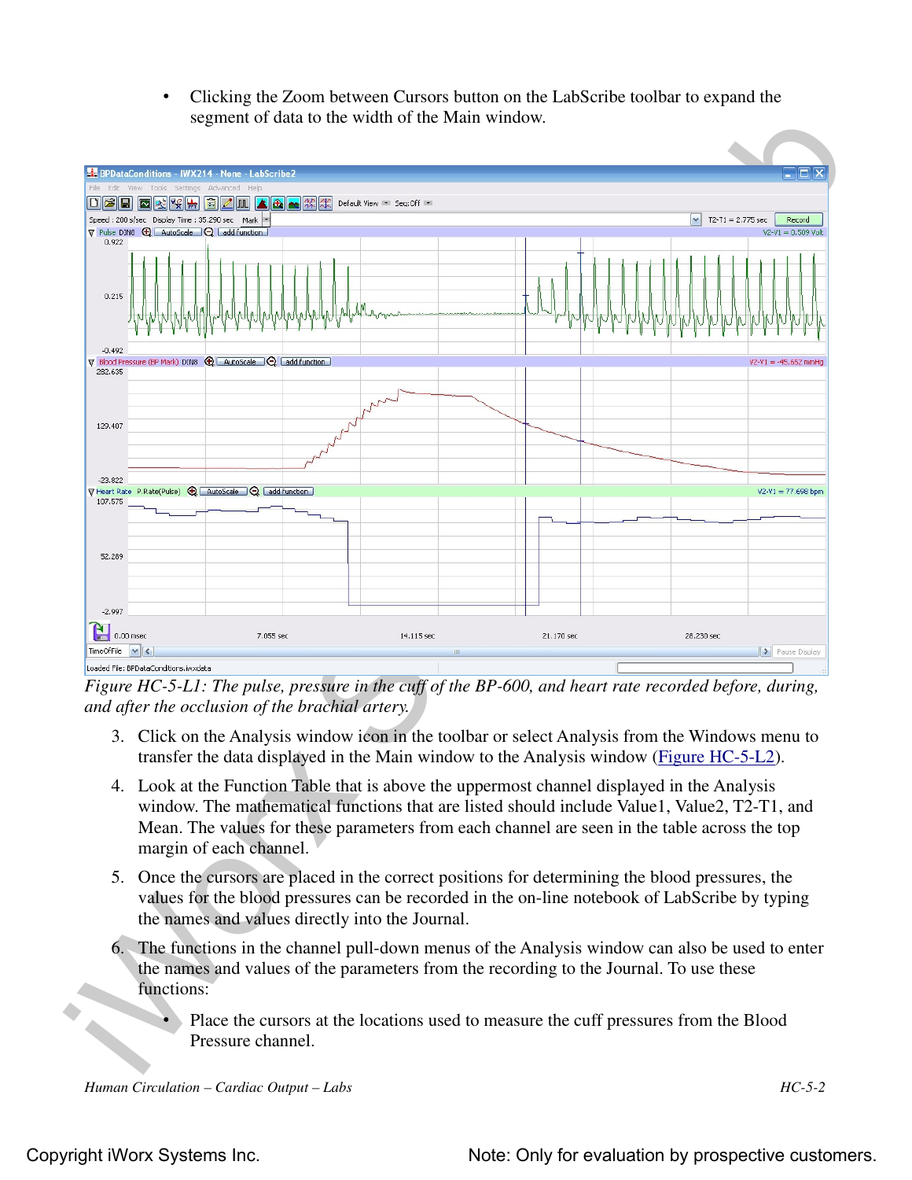- Clicking the Zoom between Cursors button on the LabScribe toolbar to expand the segment of data to the width of the Main window.

*Figure HC-5-L1: The pulse, pressure in the cuff of the BP-600, and heart rate recorded before, during, and after the occlusion of the brachial artery.*

3. Click on the Analysis window icon in the toolbar or select Analysis from the Windows menu to transfer the data displayed in the Main window to the Analysis window (Figure HC-5-L2).

4. Look at the Function Table that is above the uppermost channel displayed in the Analysis window. The mathematical functions that are listed should include Value1, Value2, T2-T1, and Mean. The values for these parameters from each channel are seen in the table across the top margin of each channel.

5. Once the cursors are placed in the correct positions for determining the blood pressures, the values for the blood pressures can be recorded in the on-line notebook of LabScribe by typing the names and values directly into the Journal.

6. The functions in the channel pull-down menus of the Analysis window can also be used to enter the names and values of the parameters from the recording to the Journal. To use these functions:

   - Place the cursors at the locations used to measure the cuff pressures from the Blood Pressure channel.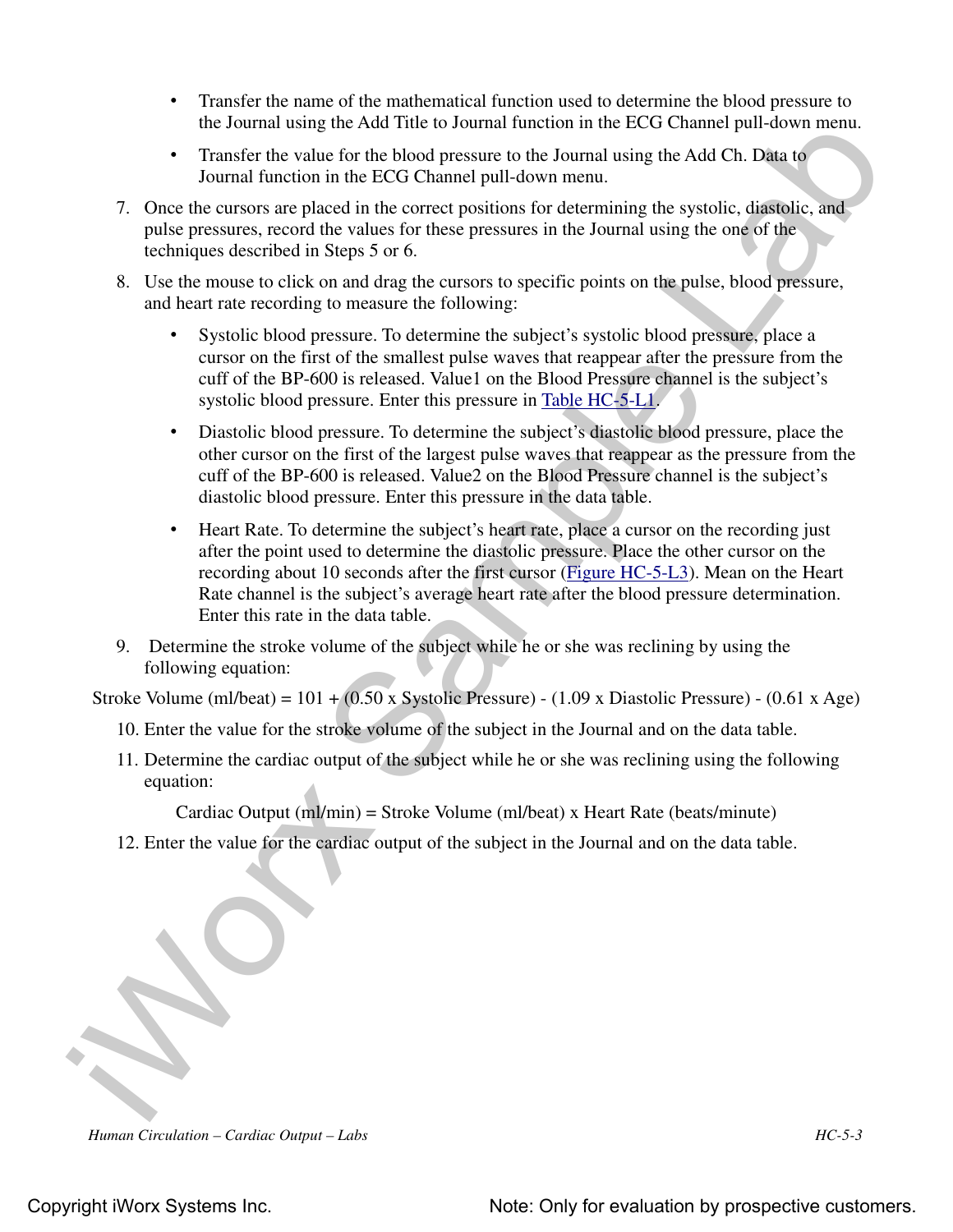- Transfer the name of the mathematical function used to determine the blood pressure to the Journal using the Add Title to Journal function in the ECG Channel pull-down menu.
- Transfer the value for the blood pressure to the Journal using the Add Ch. Data to Journal function in the ECG Channel pull-down menu.

7. Once the cursors are placed in the correct positions for determining the systolic, diastolic, and pulse pressures, record the values for these pressures in the Journal using the one of the techniques described in Steps 5 or 6.

8. Use the mouse to click on and drag the cursors to specific points on the pulse, blood pressure, and heart rate recording to measure the following:

   - Systolic blood pressure. To determine the subject's systolic blood pressure, place a cursor on the first of the smallest pulse waves that reappear after the pressure from the cuff of the BP-600 is released. Value1 on the Blood Pressure channel is the subject's systolic blood pressure. Enter this pressure in Table HC-5-L1.
   - Diastolic blood pressure. To determine the subject's diastolic blood pressure, place the other cursor on the first of the largest pulse waves that reappear as the pressure from the cuff of the BP-600 is released. Value2 on the Blood Pressure channel is the subject's diastolic blood pressure. Enter this pressure in the data table.
   - Heart Rate. To determine the subject's heart rate, place a cursor on the recording just after the point used to determine the diastolic pressure. Place the other cursor on the recording about 10 seconds after the first cursor (Figure HC-5-L3). Mean on the Heart Rate channel is the subject's average heart rate after the blood pressure determination. Enter this rate in the data table.

9. Determine the stroke volume of the subject while he or she was reclining by using the following equation:

$$\text{Stroke Volume (ml/beat)} = 101 + (0.50 \times \text{Systolic Pressure}) - (1.09 \times \text{Diastolic Pressure}) - (0.61 \times \text{Age})$$

10. Enter the value for the stroke volume of the subject in the Journal and on the data table.

11. Determine the cardiac output of the subject while he or she was reclining using the following equation:

$$\text{Cardiac Output (ml/min)} = \text{Stroke Volume (ml/beat)} \times \text{Heart Rate (beats/minute)}$$

12. Enter the value for the cardiac output of the subject in the Journal and on the data table.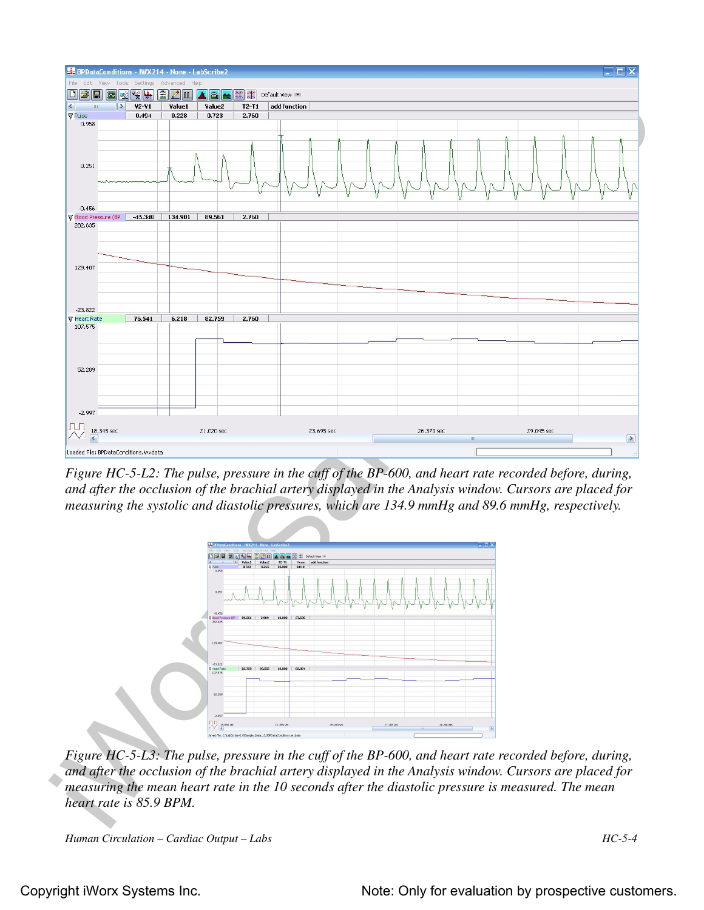*Figure HC-5-L2: The pulse, pressure in the cuff of the BP-600, and heart rate recorded before, during, and after the occlusion of the brachial artery displayed in the Analysis window. Cursors are placed for measuring the systolic and diastolic pressures, which are 134.9 mmHg and 89.6 mmHg, respectively.*

*Figure HC-5-L3: The pulse, pressure in the cuff of the BP-600, and heart rate recorded before, during, and after the occlusion of the brachial artery displayed in the Analysis window. Cursors are placed for measuring the mean heart rate in the 10 seconds after the diastolic pressure is measured. The mean heart rate is 85.9 BPM.*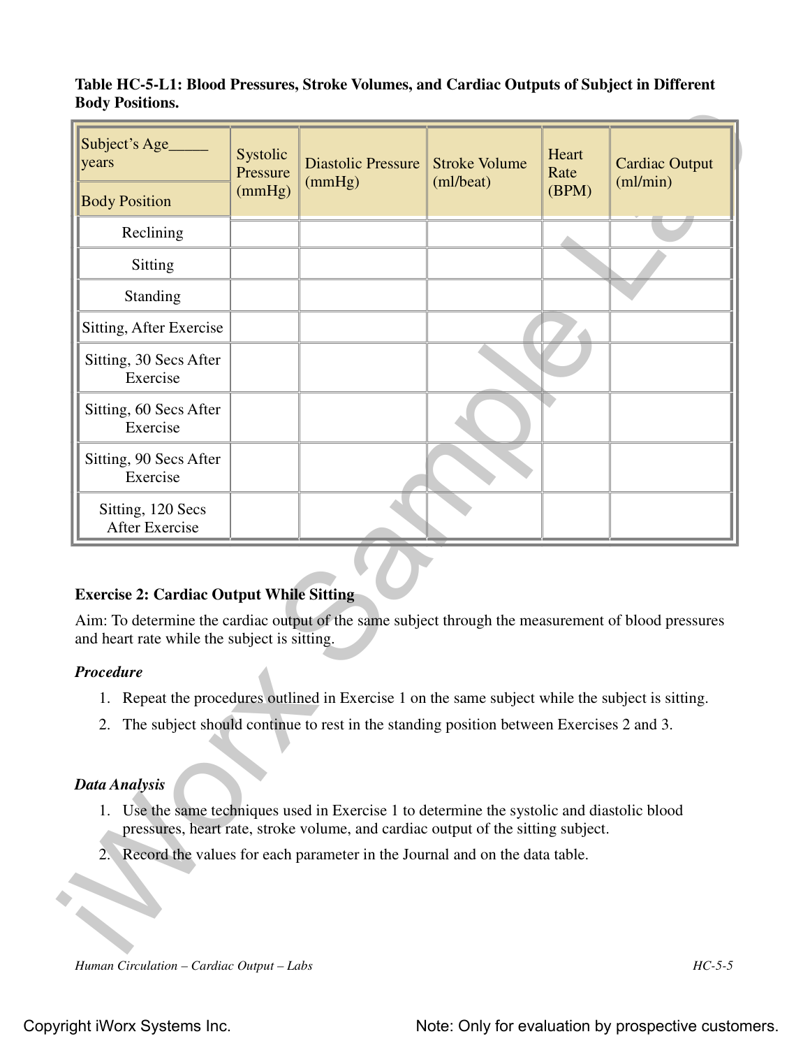**Table HC-5-L1: Blood Pressures, Stroke Volumes, and Cardiac Outputs of Subject in Different Body Positions.**

| Subject's Age_____ years<br>Body Position | Systolic Pressure (mmHg) | Diastolic Pressure (mmHg) | Stroke Volume (ml/beat) | Heart Rate (BPM) | Cardiac Output (ml/min) |
|---|---|---|---|---|---|
| Reclining | | | | | |
| Sitting | | | | | |
| Standing | | | | | |
| Sitting, After Exercise | | | | | |
| Sitting, 30 Secs After Exercise | | | | | |
| Sitting, 60 Secs After Exercise | | | | | |
| Sitting, 90 Secs After Exercise | | | | | |
| Sitting, 120 Secs After Exercise | | | | | |

**Exercise 2: Cardiac Output While Sitting**

Aim: To determine the cardiac output of the same subject through the measurement of blood pressures and heart rate while the subject is sitting.

***Procedure***

1. Repeat the procedures outlined in Exercise 1 on the same subject while the subject is sitting.
2. The subject should continue to rest in the standing position between Exercises 2 and 3.

***Data Analysis***

1. Use the same techniques used in Exercise 1 to determine the systolic and diastolic blood pressures, heart rate, stroke volume, and cardiac output of the sitting subject.
2. Record the values for each parameter in the Journal and on the data table.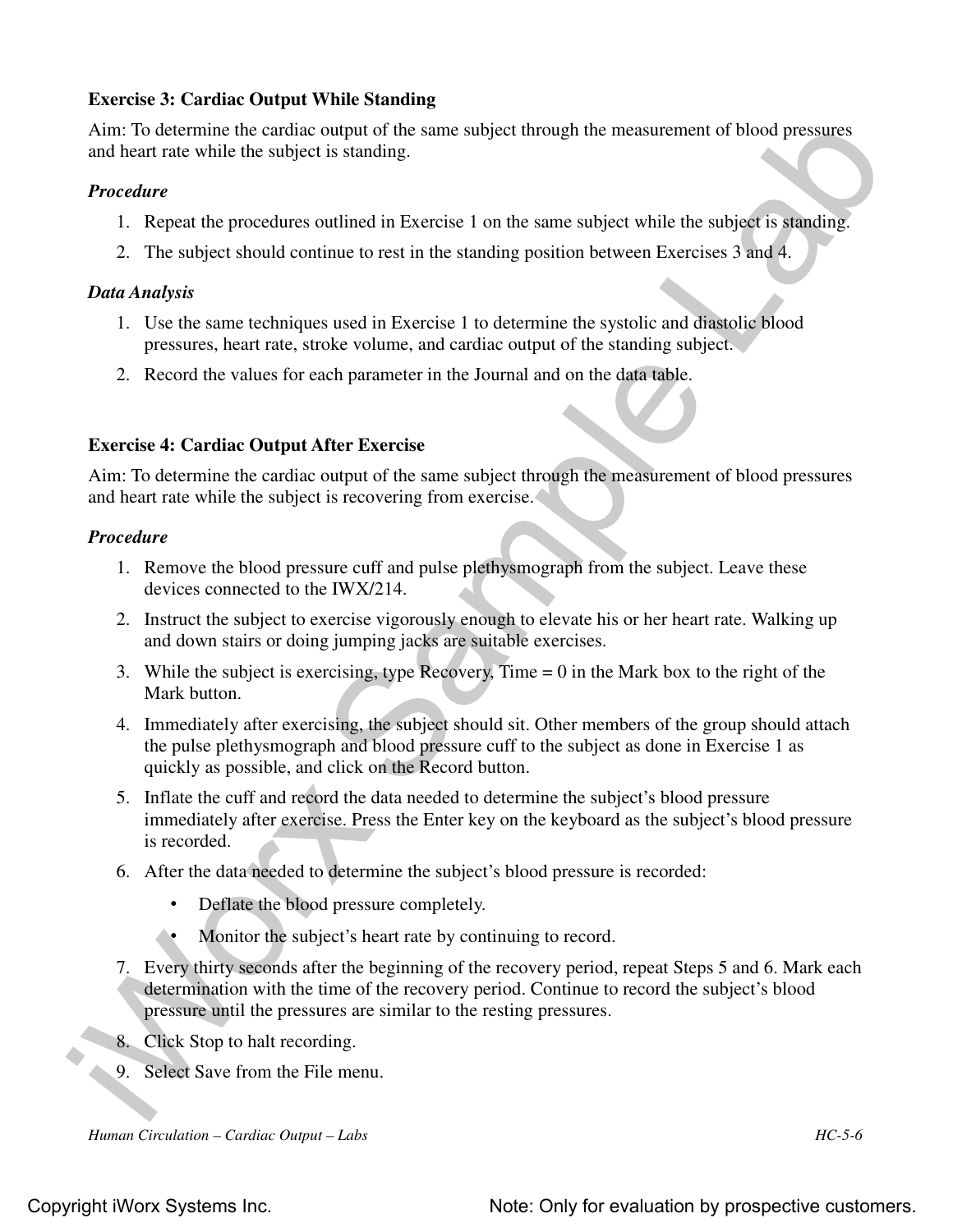### Exercise 3: Cardiac Output While Standing

Aim: To determine the cardiac output of the same subject through the measurement of blood pressures and heart rate while the subject is standing.

#### *Procedure*

1. Repeat the procedures outlined in Exercise 1 on the same subject while the subject is standing.
2. The subject should continue to rest in the standing position between Exercises 3 and 4.

#### *Data Analysis*

1. Use the same techniques used in Exercise 1 to determine the systolic and diastolic blood pressures, heart rate, stroke volume, and cardiac output of the standing subject.
2. Record the values for each parameter in the Journal and on the data table.

### Exercise 4: Cardiac Output After Exercise

Aim: To determine the cardiac output of the same subject through the measurement of blood pressures and heart rate while the subject is recovering from exercise.

#### *Procedure*

1. Remove the blood pressure cuff and pulse plethysmograph from the subject. Leave these devices connected to the IWX/214.
2. Instruct the subject to exercise vigorously enough to elevate his or her heart rate. Walking up and down stairs or doing jumping jacks are suitable exercises.
3. While the subject is exercising, type Recovery, Time = 0 in the Mark box to the right of the Mark button.
4. Immediately after exercising, the subject should sit. Other members of the group should attach the pulse plethysmograph and blood pressure cuff to the subject as done in Exercise 1 as quickly as possible, and click on the Record button.
5. Inflate the cuff and record the data needed to determine the subject's blood pressure immediately after exercise. Press the Enter key on the keyboard as the subject's blood pressure is recorded.
6. After the data needed to determine the subject's blood pressure is recorded:
   - Deflate the blood pressure completely.
   - Monitor the subject's heart rate by continuing to record.
7. Every thirty seconds after the beginning of the recovery period, repeat Steps 5 and 6. Mark each determination with the time of the recovery period. Continue to record the subject's blood pressure until the pressures are similar to the resting pressures.
8. Click Stop to halt recording.
9. Select Save from the File menu.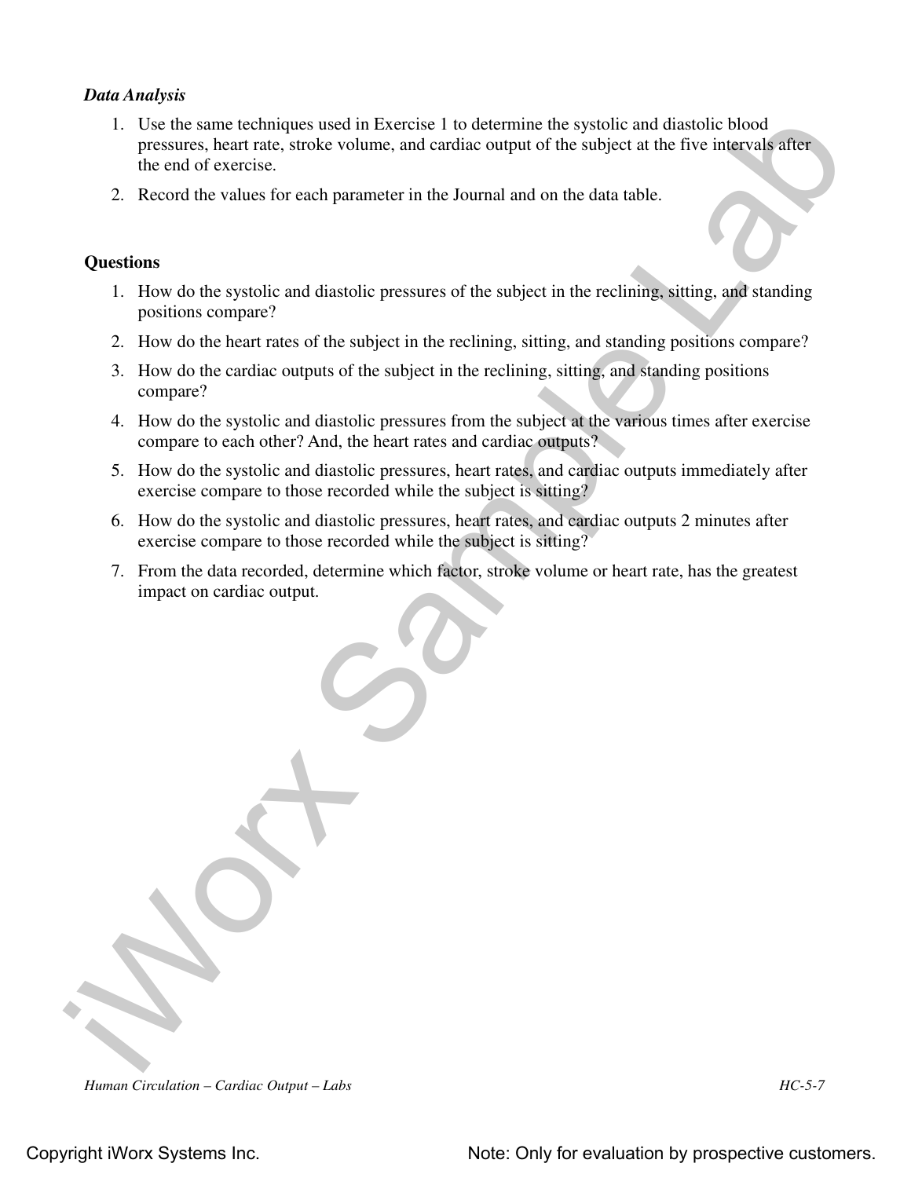***Data Analysis***

1. Use the same techniques used in Exercise 1 to determine the systolic and diastolic blood pressures, heart rate, stroke volume, and cardiac output of the subject at the five intervals after the end of exercise.
2. Record the values for each parameter in the Journal and on the data table.

**Questions**

1. How do the systolic and diastolic pressures of the subject in the reclining, sitting, and standing positions compare?
2. How do the heart rates of the subject in the reclining, sitting, and standing positions compare?
3. How do the cardiac outputs of the subject in the reclining, sitting, and standing positions compare?
4. How do the systolic and diastolic pressures from the subject at the various times after exercise compare to each other? And, the heart rates and cardiac outputs?
5. How do the systolic and diastolic pressures, heart rates, and cardiac outputs immediately after exercise compare to those recorded while the subject is sitting?
6. How do the systolic and diastolic pressures, heart rates, and cardiac outputs 2 minutes after exercise compare to those recorded while the subject is sitting?
7. From the data recorded, determine which factor, stroke volume or heart rate, has the greatest impact on cardiac output.